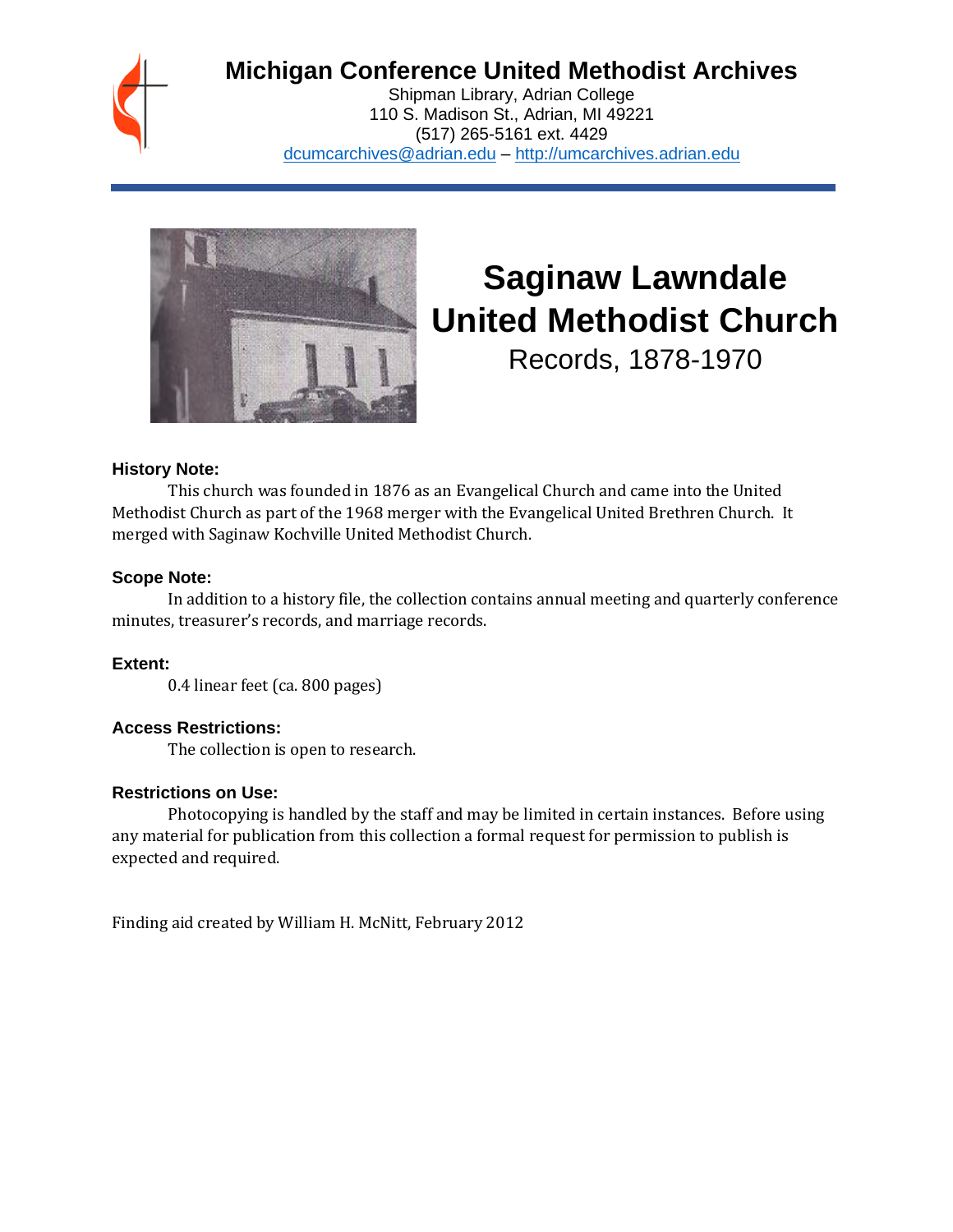# Michigan Conference United Methodist Archives

Shipman Library, Adrian College
110 S. Madison St., Adrian, MI 49221
(517) 265-5161 ext. 4429
dcumcarchives@adrian.edu – http://umcarchives.adrian.edu

# Saginaw Lawndale United Methodist Church

Records, 1878-1970

### History Note:

This church was founded in 1876 as an Evangelical Church and came into the United Methodist Church as part of the 1968 merger with the Evangelical United Brethren Church. It merged with Saginaw Kochville United Methodist Church.

### Scope Note:

In addition to a history file, the collection contains annual meeting and quarterly conference minutes, treasurer's records, and marriage records.

### Extent:

0.4 linear feet (ca. 800 pages)

### Access Restrictions:

The collection is open to research.

### Restrictions on Use:

Photocopying is handled by the staff and may be limited in certain instances. Before using any material for publication from this collection a formal request for permission to publish is expected and required.

Finding aid created by William H. McNitt, February 2012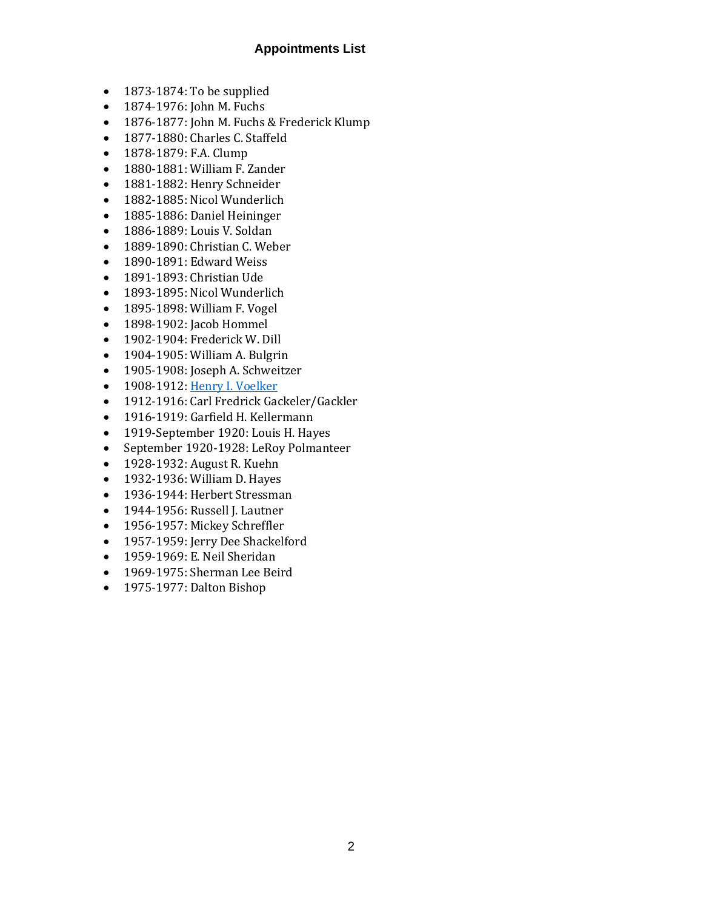### Appointments List

- 1873-1874: To be supplied
- 1874-1976: John M. Fuchs
- 1876-1877: John M. Fuchs & Frederick Klump
- 1877-1880: Charles C. Staffeld
- 1878-1879: F.A. Clump
- 1880-1881: William F. Zander
- 1881-1882: Henry Schneider
- 1882-1885: Nicol Wunderlich
- 1885-1886: Daniel Heininger
- 1886-1889: Louis V. Soldan
- 1889-1890: Christian C. Weber
- 1890-1891: Edward Weiss
- 1891-1893: Christian Ude
- 1893-1895: Nicol Wunderlich
- 1895-1898: William F. Vogel
- 1898-1902: Jacob Hommel
- 1902-1904: Frederick W. Dill
- 1904-1905: William A. Bulgrin
- 1905-1908: Joseph A. Schweitzer
- 1908-1912: Henry I. Voelker
- 1912-1916: Carl Fredrick Gackeler/Gackler
- 1916-1919: Garfield H. Kellermann
- 1919-September 1920: Louis H. Hayes
- September 1920-1928: LeRoy Polmanteer
- 1928-1932: August R. Kuehn
- 1932-1936: William D. Hayes
- 1936-1944: Herbert Stressman
- 1944-1956: Russell J. Lautner
- 1956-1957: Mickey Schreffler
- 1957-1959: Jerry Dee Shackelford
- 1959-1969: E. Neil Sheridan
- 1969-1975: Sherman Lee Beird
- 1975-1977: Dalton Bishop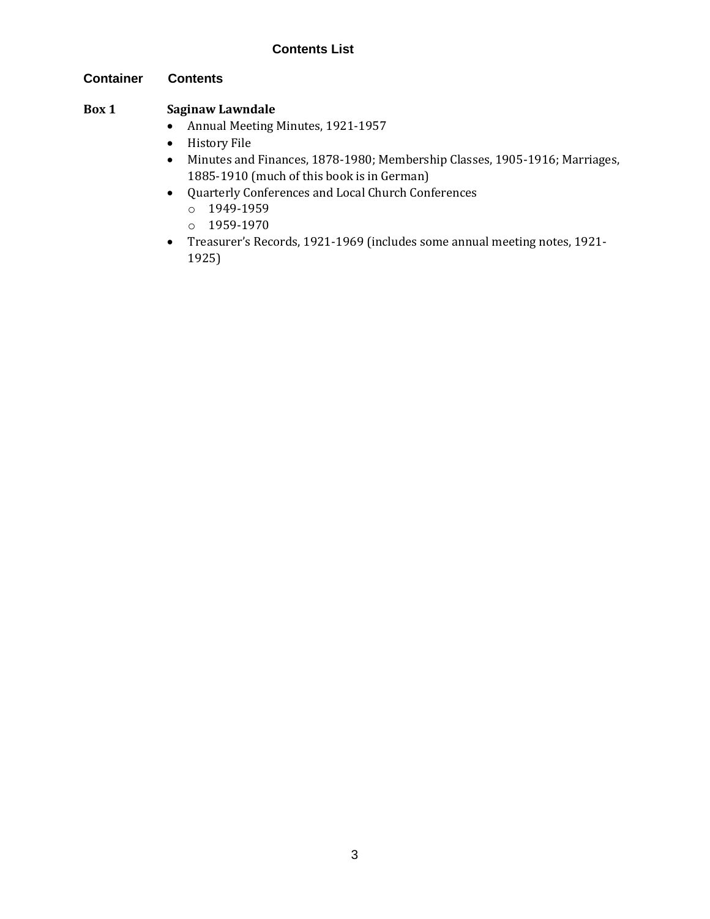## Contents List

| Container | Contents |
|---|---|
| **Box 1** | **Saginaw Lawndale** |

**Box 1** — **Saginaw Lawndale**

- Annual Meeting Minutes, 1921-1957
- History File
- Minutes and Finances, 1878-1980; Membership Classes, 1905-1916; Marriages, 1885-1910 (much of this book is in German)
- Quarterly Conferences and Local Church Conferences
  - 1949-1959
  - 1959-1970
- Treasurer's Records, 1921-1969 (includes some annual meeting notes, 1921-1925)